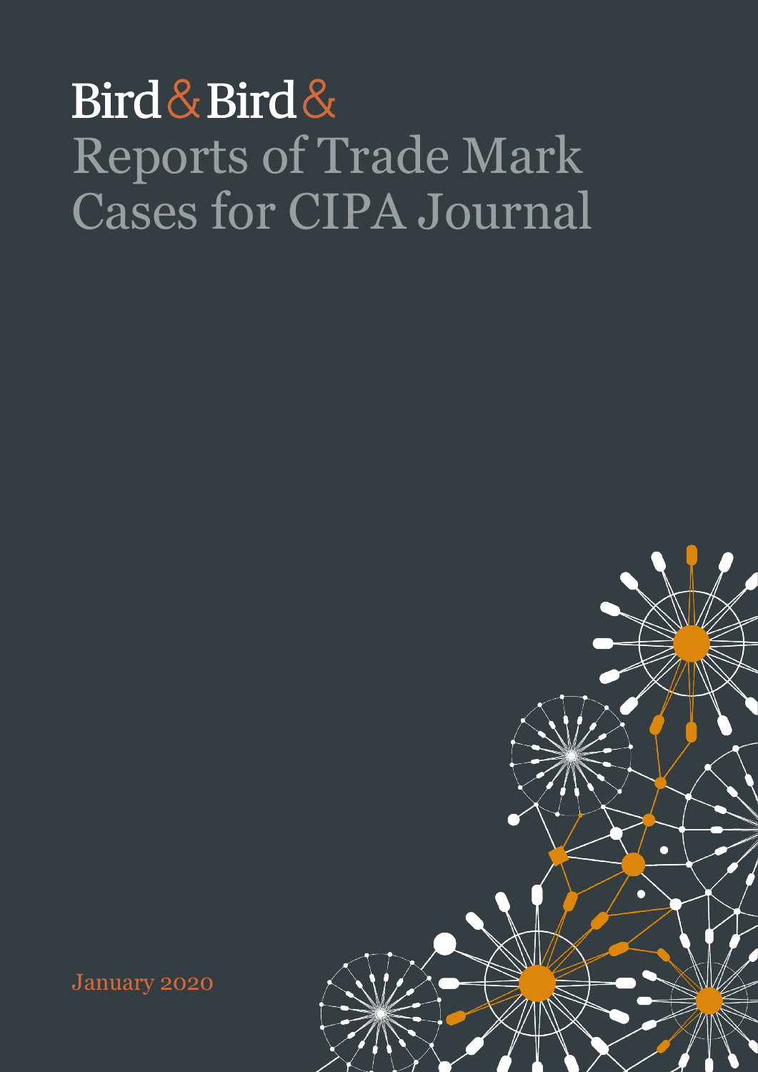Bird & Bird &

# Reports of Trade Mark Cases for CIPA Journal

January 2020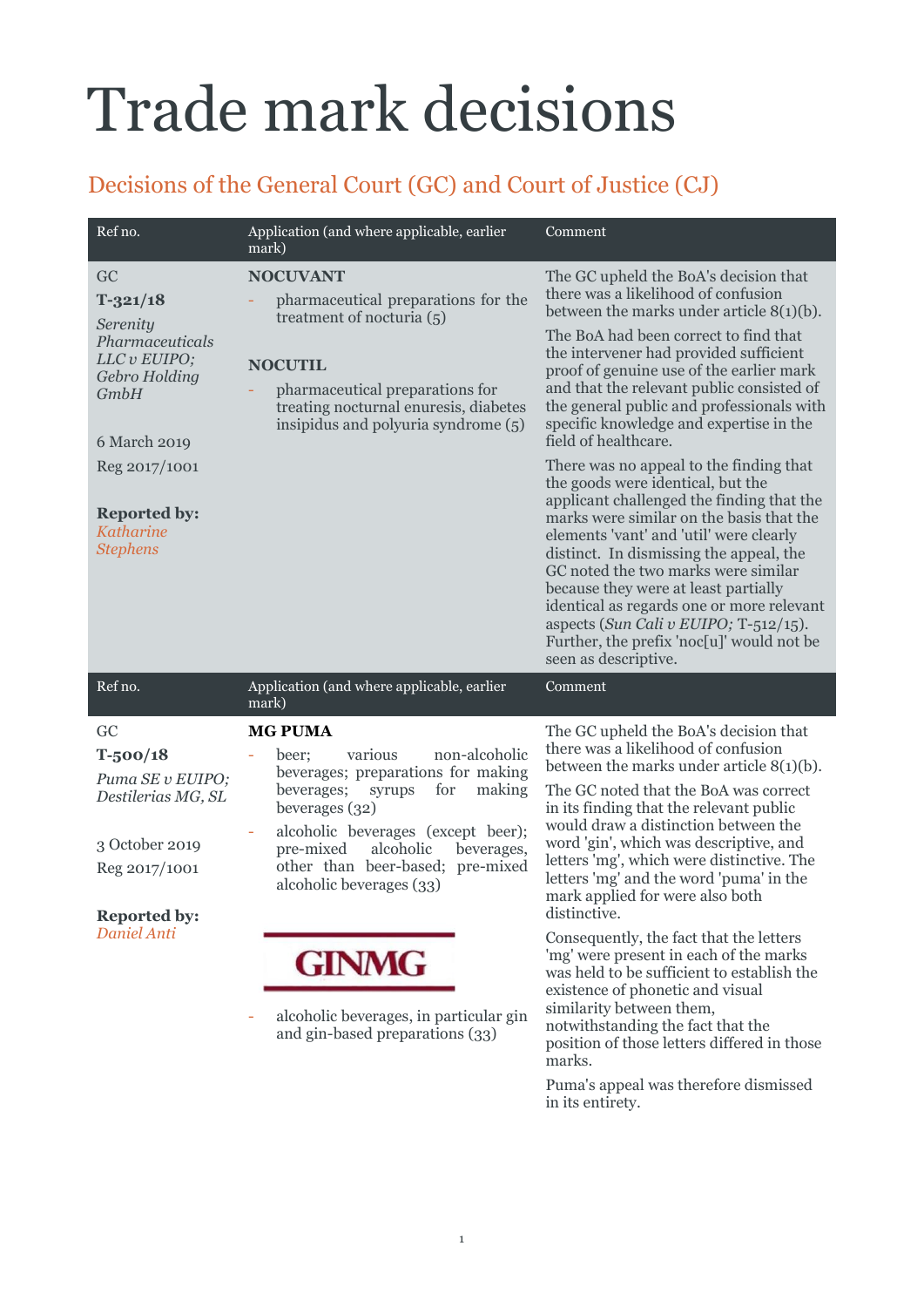# Trade mark decisions

## Decisions of the General Court (GC) and Court of Justice (CJ)

| Ref no. | Application (and where applicable, earlier mark) | Comment |
|---|---|---|
| GC<br>**T-321/18**<br>*Serenity Pharmaceuticals LLC v EUIPO; Gebro Holding GmbH*<br><br>6 March 2019<br>Reg 2017/1001<br><br>**Reported by:** *Katharine Stephens* | **NOCUVANT**<br>- pharmaceutical preparations for the treatment of nocturia (5)<br><br>**NOCUTIL**<br>- pharmaceutical preparations for treating nocturnal enuresis, diabetes insipidus and polyuria syndrome (5) | The GC upheld the BoA's decision that there was a likelihood of confusion between the marks under article 8(1)(b).<br><br>The BoA had been correct to find that the intervener had provided sufficient proof of genuine use of the earlier mark and that the relevant public consisted of the general public and professionals with specific knowledge and expertise in the field of healthcare.<br><br>There was no appeal to the finding that the goods were identical, but the applicant challenged the finding that the marks were similar on the basis that the elements 'vant' and 'util' were clearly distinct. In dismissing the appeal, the GC noted the two marks were similar because they were at least partially identical as regards one or more relevant aspects (*Sun Cali v EUIPO;* T-512/15). Further, the prefix 'noc[u]' would not be seen as descriptive. |

| Ref no. | Application (and where applicable, earlier mark) | Comment |
|---|---|---|
| GC<br>**T-500/18**<br>*Puma SE v EUIPO; Destilerias MG, SL*<br><br>3 October 2019<br>Reg 2017/1001<br><br>**Reported by:** *Daniel Anti* | **MG PUMA**<br>- beer; various non-alcoholic beverages; preparations for making beverages; syrups for making beverages (32)<br>- alcoholic beverages (except beer); pre-mixed alcoholic beverages, other than beer-based; pre-mixed alcoholic beverages (33)<br><br>GINMG<br>- alcoholic beverages, in particular gin and gin-based preparations (33) | The GC upheld the BoA's decision that there was a likelihood of confusion between the marks under article 8(1)(b).<br><br>The GC noted that the BoA was correct in its finding that the relevant public would draw a distinction between the word 'gin', which was descriptive, and letters 'mg', which were distinctive. The letters 'mg' and the word 'puma' in the mark applied for were also both distinctive.<br><br>Consequently, the fact that the letters 'mg' were present in each of the marks was held to be sufficient to establish the existence of phonetic and visual similarity between them, notwithstanding the fact that the position of those letters differed in those marks.<br><br>Puma's appeal was therefore dismissed in its entirety. |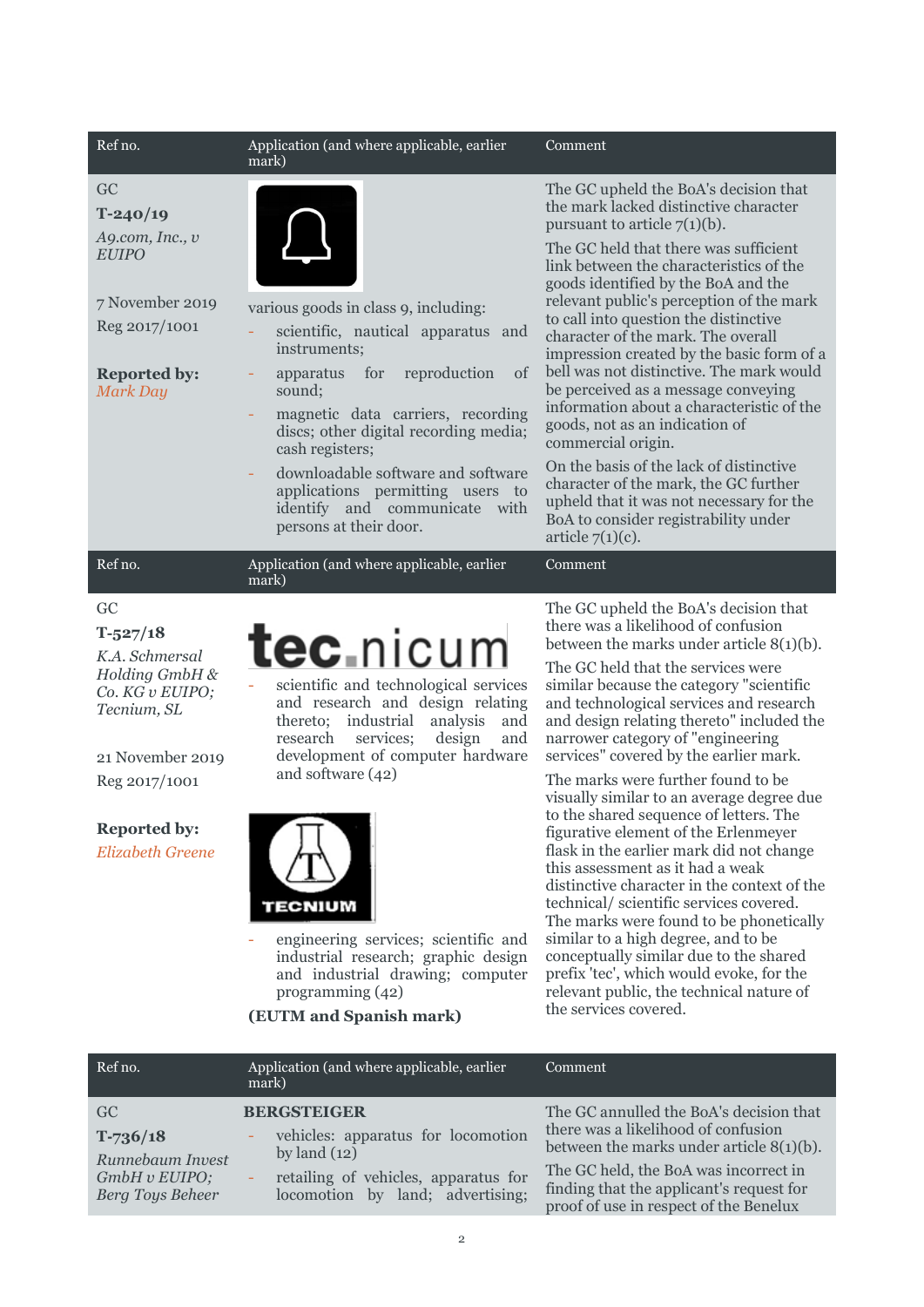| Ref no. | Application (and where applicable, earlier mark) | Comment |
| --- | --- | --- |
| GC<br>**T-240/19**<br>*A9.com, Inc., v EUIPO*<br><br>7 November 2019<br>Reg 2017/1001<br><br>**Reported by:** *Mark Day* | various goods in class 9, including:<br>- scientific, nautical apparatus and instruments;<br>- apparatus for reproduction of sound;<br>- magnetic data carriers, recording discs; other digital recording media; cash registers;<br>- downloadable software and software applications permitting users to identify and communicate with persons at their door. | The GC upheld the BoA's decision that the mark lacked distinctive character pursuant to article 7(1)(b).<br><br>The GC held that there was sufficient link between the characteristics of the goods identified by the BoA and the relevant public's perception of the mark to call into question the distinctive character of the mark. The overall impression created by the basic form of a bell was not distinctive. The mark would be perceived as a message conveying information about a characteristic of the goods, not as an indication of commercial origin.<br><br>On the basis of the lack of distinctive character of the mark, the GC further upheld that it was not necessary for the BoA to consider registrability under article 7(1)(c). |

| Ref no. | Application (and where applicable, earlier mark) | Comment |
| --- | --- | --- |
| GC<br>**T-527/18**<br>*K.A. Schmersal Holding GmbH & Co. KG v EUIPO; Tecnium, SL*<br><br>21 November 2019<br>Reg 2017/1001<br><br>**Reported by:** *Elizabeth Greene* | tec.nicum<br>- scientific and technological services and research and design relating thereto; industrial analysis and research services; design and development of computer hardware and software (42)<br><br>TECNIUM<br>- engineering services; scientific and industrial research; graphic design and industrial drawing; computer programming (42)<br><br>**(EUTM and Spanish mark)** | The GC upheld the BoA's decision that there was a likelihood of confusion between the marks under article 8(1)(b).<br><br>The GC held that the services were similar because the category "scientific and technological services and research and design relating thereto" included the narrower category of "engineering services" covered by the earlier mark.<br><br>The marks were further found to be visually similar to an average degree due to the shared sequence of letters. The figurative element of the Erlenmeyer flask in the earlier mark did not change this assessment as it had a weak distinctive character in the context of the technical/ scientific services covered. The marks were found to be phonetically similar to a high degree, and to be conceptually similar due to the shared prefix 'tec', which would evoke, for the relevant public, the technical nature of the services covered. |

| Ref no. | Application (and where applicable, earlier mark) | Comment |
| --- | --- | --- |
| GC<br>**T-736/18**<br>*Runnebaum Invest GmbH v EUIPO; Berg Toys Beheer* | **BERGSTEIGER**<br>- vehicles: apparatus for locomotion by land (12)<br>- retailing of vehicles, apparatus for locomotion by land; advertising; | The GC annulled the BoA's decision that there was a likelihood of confusion between the marks under article 8(1)(b).<br><br>The GC held, the BoA was incorrect in finding that the applicant's request for proof of use in respect of the Benelux |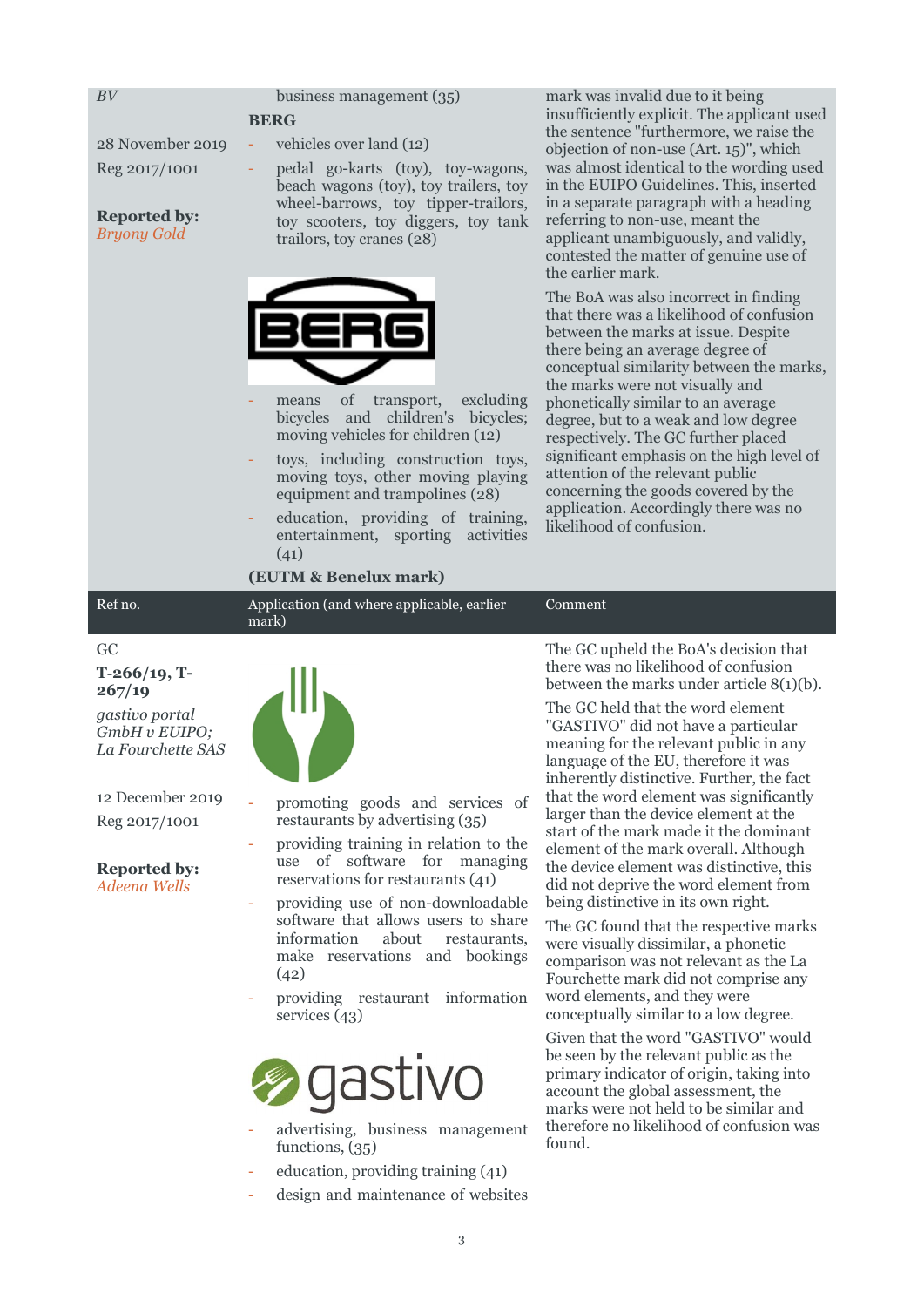| Ref no. | Application (and where applicable, earlier mark) | Comment |
|---|---|---|
| *BV*<br><br>28 November 2019<br>Reg 2017/1001<br><br>**Reported by:**<br>*Bryony Gold* | business management (35)<br>**BERG**<br>- vehicles over land (12)<br>- pedal go-karts (toy), toy-wagons, beach wagons (toy), toy trailers, toy wheel-barrows, toy tipper-trailors, toy scooters, toy diggers, toy tank trailors, toy cranes (28)<br><br>- means of transport, excluding bicycles and children's bicycles; moving vehicles for children (12)<br>- toys, including construction toys, moving toys, other moving playing equipment and trampolines (28)<br>- education, providing of training, entertainment, sporting activities (41)<br>**(EUTM & Benelux mark)** | mark was invalid due to it being insufficiently explicit. The applicant used the sentence "furthermore, we raise the objection of non-use (Art. 15)", which was almost identical to the wording used in the EUIPO Guidelines. This, inserted in a separate paragraph with a heading referring to non-use, meant the applicant unambiguously, and validly, contested the matter of genuine use of the earlier mark.<br><br>The BoA was also incorrect in finding that there was a likelihood of confusion between the marks at issue. Despite there being an average degree of conceptual similarity between the marks, the marks were not visually and phonetically similar to an average degree, but to a weak and low degree respectively. The GC further placed significant emphasis on the high level of attention of the relevant public concerning the goods covered by the application. Accordingly there was no likelihood of confusion. |
| GC<br>**T-266/19, T-267/19**<br>*gastivo portal GmbH v EUIPO; La Fourchette SAS*<br><br>12 December 2019<br>Reg 2017/1001<br><br>**Reported by:**<br>*Adeena Wells* | - promoting goods and services of restaurants by advertising (35)<br>- providing training in relation to the use of software for managing reservations for restaurants (41)<br>- providing use of non-downloadable software that allows users to share information about restaurants, make reservations and bookings (42)<br>- providing restaurant information services (43)<br><br>gastivo<br>- advertising, business management functions, (35)<br>- education, providing training (41)<br>- design and maintenance of websites | The GC upheld the BoA's decision that there was no likelihood of confusion between the marks under article 8(1)(b).<br><br>The GC held that the word element "GASTIVO" did not have a particular meaning for the relevant public in any language of the EU, therefore it was inherently distinctive. Further, the fact that the word element was significantly larger than the device element at the start of the mark made it the dominant element of the mark overall. Although the device element was distinctive, this did not deprive the word element from being distinctive in its own right.<br><br>The GC found that the respective marks were visually dissimilar, a phonetic comparison was not relevant as the La Fourchette mark did not comprise any word elements, and they were conceptually similar to a low degree.<br><br>Given that the word "GASTIVO" would be seen by the relevant public as the primary indicator of origin, taking into account the global assessment, the marks were not held to be similar and therefore no likelihood of confusion was found. |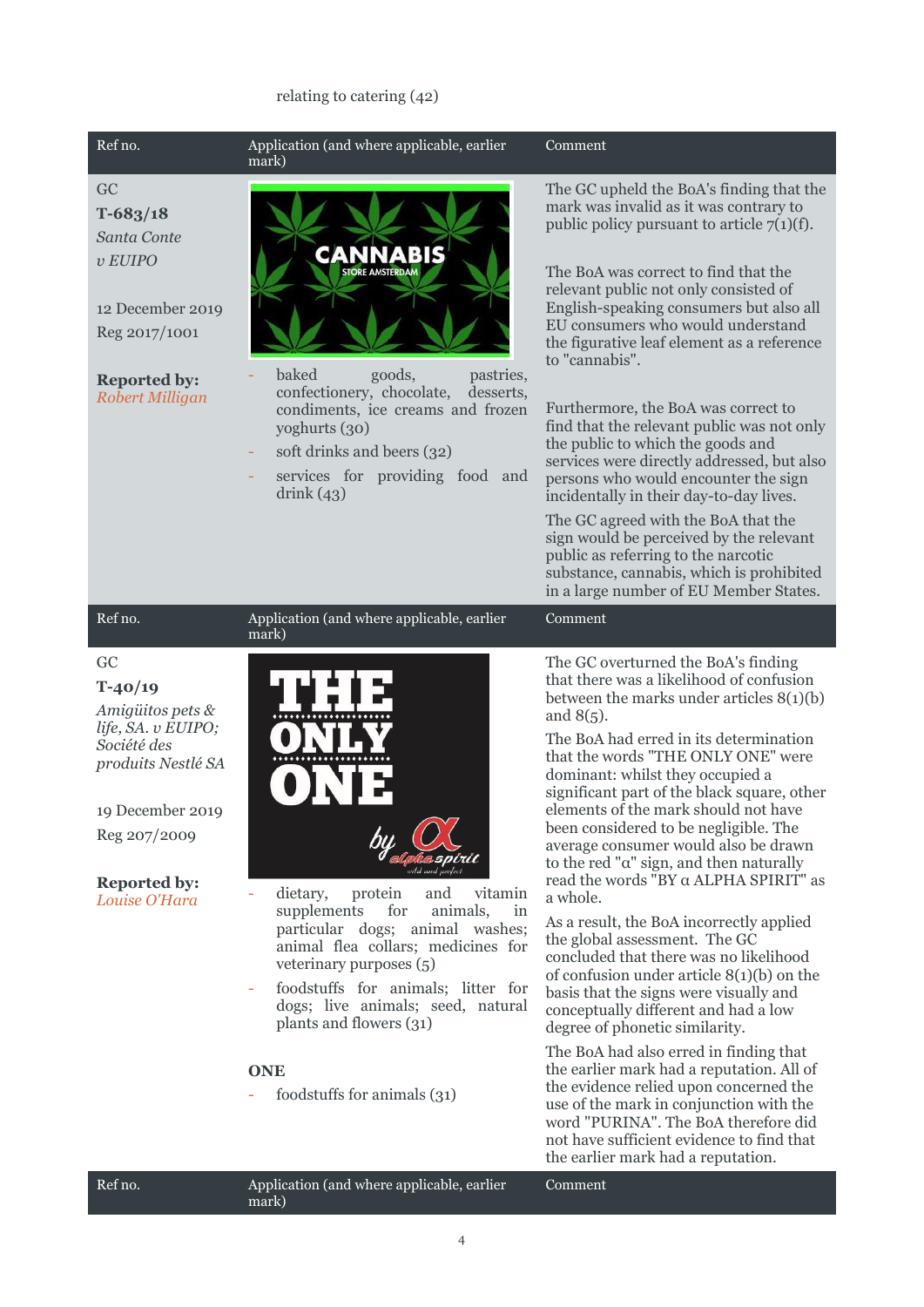relating to catering (42)

| Ref no. | Application (and where applicable, earlier mark) | Comment |
|---|---|---|
| GC<br>**T-683/18**<br>*Santa Conte v EUIPO*<br><br>12 December 2019<br>Reg 2017/1001<br><br>**Reported by:** *Robert Milligan* | CANNABIS STORE AMSTERDAM<br><br>- baked goods, pastries, confectionery, chocolate, desserts, condiments, ice creams and frozen yoghurts (30)<br>- soft drinks and beers (32)<br>- services for providing food and drink (43) | The GC upheld the BoA's finding that the mark was invalid as it was contrary to public policy pursuant to article 7(1)(f).<br><br>The BoA was correct to find that the relevant public not only consisted of English-speaking consumers but also all EU consumers who would understand the figurative leaf element as a reference to "cannabis".<br><br>Furthermore, the BoA was correct to find that the relevant public was not only the public to which the goods and services were directly addressed, but also persons who would encounter the sign incidentally in their day-to-day lives.<br><br>The GC agreed with the BoA that the sign would be perceived by the relevant public as referring to the narcotic substance, cannabis, which is prohibited in a large number of EU Member States. |
| GC<br>**T-40/19**<br>*Amigüitos pets & life, SA. v EUIPO; Société des produits Nestlé SA*<br><br>19 December 2019<br>Reg 207/2009<br><br>**Reported by:** *Louise O'Hara* | THE ONLY ONE by α alpha spirit wild and perfect<br><br>- dietary, protein and vitamin supplements for animals, in particular dogs; animal washes; animal flea collars; medicines for veterinary purposes (5)<br>- foodstuffs for animals; litter for dogs; live animals; seed, natural plants and flowers (31)<br><br>**ONE**<br><br>- foodstuffs for animals (31) | The GC overturned the BoA's finding that there was a likelihood of confusion between the marks under articles 8(1)(b) and 8(5).<br><br>The BoA had erred in its determination that the words "THE ONLY ONE" were dominant: whilst they occupied a significant part of the black square, other elements of the mark should not have been considered to be negligible. The average consumer would also be drawn to the red "α" sign, and then naturally read the words "BY α ALPHA SPIRIT" as a whole.<br><br>As a result, the BoA incorrectly applied the global assessment. The GC concluded that there was no likelihood of confusion under article 8(1)(b) on the basis that the signs were visually and conceptually different and had a low degree of phonetic similarity.<br><br>The BoA had also erred in finding that the earlier mark had a reputation. All of the evidence relied upon concerned the use of the mark in conjunction with the word "PURINA". The BoA therefore did not have sufficient evidence to find that the earlier mark had a reputation. |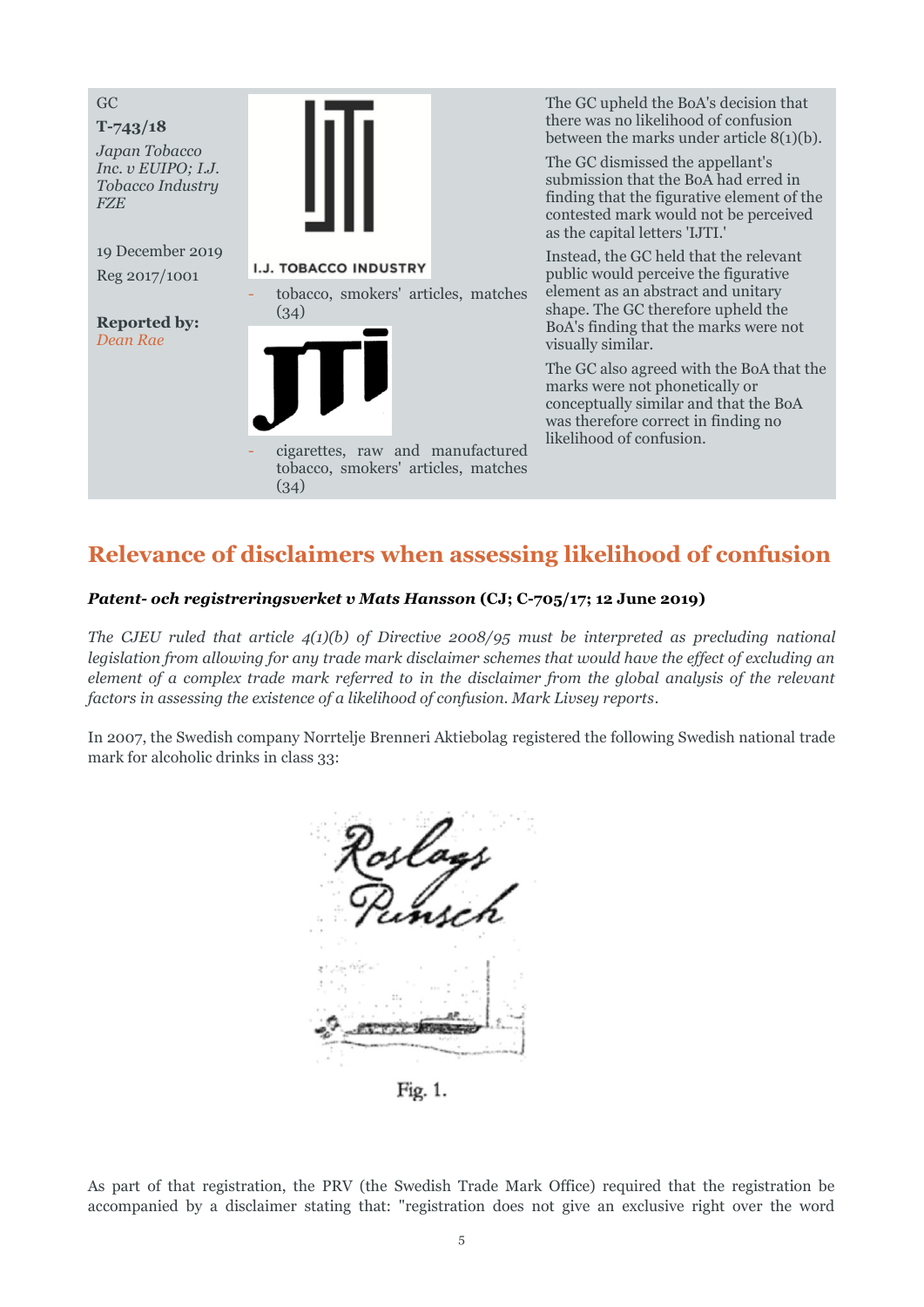| | | |
|---|---|---|
| GC<br>**T-743/18**<br>*Japan Tobacco Inc. v EUIPO; I.J. Tobacco Industry FZE*<br><br>19 December 2019<br>Reg 2017/1001<br><br>**Reported by:**<br>*Dean Rae* | I.J. TOBACCO INDUSTRY<br>- tobacco, smokers' articles, matches (34)<br><br>- cigarettes, raw and manufactured tobacco, smokers' articles, matches (34) | The GC upheld the BoA's decision that there was no likelihood of confusion between the marks under article 8(1)(b).<br><br>The GC dismissed the appellant's submission that the BoA had erred in finding that the figurative element of the contested mark would not be perceived as the capital letters 'IJTI.'<br><br>Instead, the GC held that the relevant public would perceive the figurative element as an abstract and unitary shape. The GC therefore upheld the BoA's finding that the marks were not visually similar.<br><br>The GC also agreed with the BoA that the marks were not phonetically or conceptually similar and that the BoA was therefore correct in finding no likelihood of confusion. |

## Relevance of disclaimers when assessing likelihood of confusion

***Patent- och registreringsverket v Mats Hansson*** **(CJ; C-705/17; 12 June 2019)**

*The CJEU ruled that article 4(1)(b) of Directive 2008/95 must be interpreted as precluding national legislation from allowing for any trade mark disclaimer schemes that would have the effect of excluding an element of a complex trade mark referred to in the disclaimer from the global analysis of the relevant factors in assessing the existence of a likelihood of confusion. Mark Livsey reports.*

In 2007, the Swedish company Norrtelje Brenneri Aktiebolag registered the following Swedish national trade mark for alcoholic drinks in class 33:

Fig. 1.

As part of that registration, the PRV (the Swedish Trade Mark Office) required that the registration be accompanied by a disclaimer stating that: "registration does not give an exclusive right over the word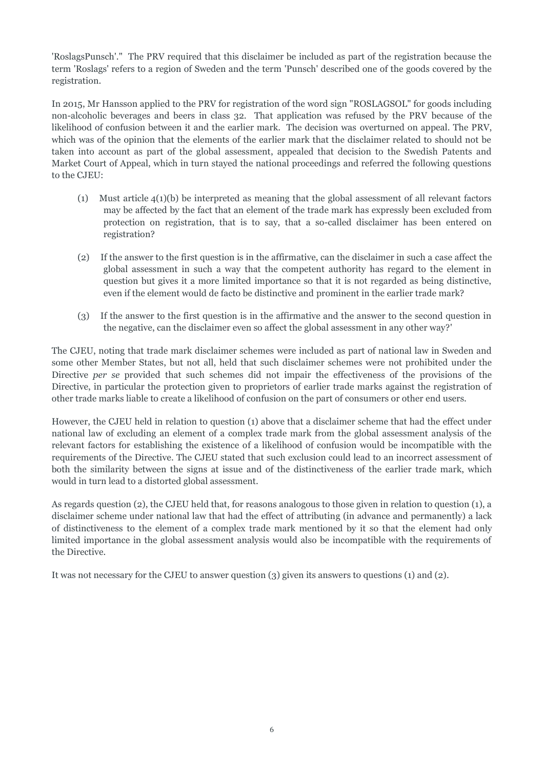'RoslagsPunsch'." The PRV required that this disclaimer be included as part of the registration because the term 'Roslags' refers to a region of Sweden and the term 'Punsch' described one of the goods covered by the registration.

In 2015, Mr Hansson applied to the PRV for registration of the word sign "ROSLAGSOL" for goods including non-alcoholic beverages and beers in class 32. That application was refused by the PRV because of the likelihood of confusion between it and the earlier mark. The decision was overturned on appeal. The PRV, which was of the opinion that the elements of the earlier mark that the disclaimer related to should not be taken into account as part of the global assessment, appealed that decision to the Swedish Patents and Market Court of Appeal, which in turn stayed the national proceedings and referred the following questions to the CJEU:

(1) Must article 4(1)(b) be interpreted as meaning that the global assessment of all relevant factors may be affected by the fact that an element of the trade mark has expressly been excluded from protection on registration, that is to say, that a so-called disclaimer has been entered on registration?

(2) If the answer to the first question is in the affirmative, can the disclaimer in such a case affect the global assessment in such a way that the competent authority has regard to the element in question but gives it a more limited importance so that it is not regarded as being distinctive, even if the element would de facto be distinctive and prominent in the earlier trade mark?

(3) If the answer to the first question is in the affirmative and the answer to the second question in the negative, can the disclaimer even so affect the global assessment in any other way?'

The CJEU, noting that trade mark disclaimer schemes were included as part of national law in Sweden and some other Member States, but not all, held that such disclaimer schemes were not prohibited under the Directive *per se* provided that such schemes did not impair the effectiveness of the provisions of the Directive, in particular the protection given to proprietors of earlier trade marks against the registration of other trade marks liable to create a likelihood of confusion on the part of consumers or other end users.

However, the CJEU held in relation to question (1) above that a disclaimer scheme that had the effect under national law of excluding an element of a complex trade mark from the global assessment analysis of the relevant factors for establishing the existence of a likelihood of confusion would be incompatible with the requirements of the Directive. The CJEU stated that such exclusion could lead to an incorrect assessment of both the similarity between the signs at issue and of the distinctiveness of the earlier trade mark, which would in turn lead to a distorted global assessment.

As regards question (2), the CJEU held that, for reasons analogous to those given in relation to question (1), a disclaimer scheme under national law that had the effect of attributing (in advance and permanently) a lack of distinctiveness to the element of a complex trade mark mentioned by it so that the element had only limited importance in the global assessment analysis would also be incompatible with the requirements of the Directive.

It was not necessary for the CJEU to answer question (3) given its answers to questions (1) and (2).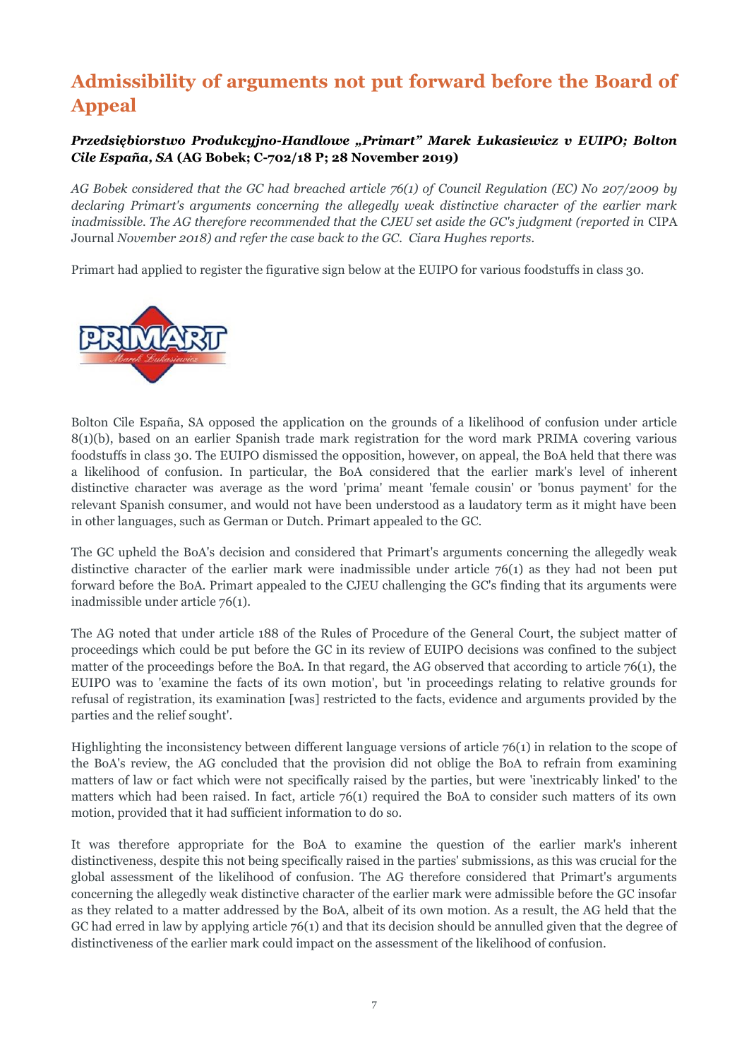# Admissibility of arguments not put forward before the Board of Appeal

***Przedsiębiorstwo Produkcyjno-Handlowe „Primart" Marek Łukasiewicz v EUIPO; Bolton Cile España, SA* (AG Bobek; C-702/18 P; 28 November 2019)**

*AG Bobek considered that the GC had breached article 76(1) of Council Regulation (EC) No 207/2009 by declaring Primart's arguments concerning the allegedly weak distinctive character of the earlier mark inadmissible. The AG therefore recommended that the CJEU set aside the GC's judgment (reported in* CIPA Journal *November 2018) and refer the case back to the GC. Ciara Hughes reports.*

Primart had applied to register the figurative sign below at the EUIPO for various foodstuffs in class 30.

Bolton Cile España, SA opposed the application on the grounds of a likelihood of confusion under article 8(1)(b), based on an earlier Spanish trade mark registration for the word mark PRIMA covering various foodstuffs in class 30. The EUIPO dismissed the opposition, however, on appeal, the BoA held that there was a likelihood of confusion. In particular, the BoA considered that the earlier mark's level of inherent distinctive character was average as the word 'prima' meant 'female cousin' or 'bonus payment' for the relevant Spanish consumer, and would not have been understood as a laudatory term as it might have been in other languages, such as German or Dutch. Primart appealed to the GC.

The GC upheld the BoA's decision and considered that Primart's arguments concerning the allegedly weak distinctive character of the earlier mark were inadmissible under article 76(1) as they had not been put forward before the BoA. Primart appealed to the CJEU challenging the GC's finding that its arguments were inadmissible under article 76(1).

The AG noted that under article 188 of the Rules of Procedure of the General Court, the subject matter of proceedings which could be put before the GC in its review of EUIPO decisions was confined to the subject matter of the proceedings before the BoA. In that regard, the AG observed that according to article 76(1), the EUIPO was to 'examine the facts of its own motion', but 'in proceedings relating to relative grounds for refusal of registration, its examination [was] restricted to the facts, evidence and arguments provided by the parties and the relief sought'.

Highlighting the inconsistency between different language versions of article 76(1) in relation to the scope of the BoA's review, the AG concluded that the provision did not oblige the BoA to refrain from examining matters of law or fact which were not specifically raised by the parties, but were 'inextricably linked' to the matters which had been raised. In fact, article 76(1) required the BoA to consider such matters of its own motion, provided that it had sufficient information to do so.

It was therefore appropriate for the BoA to examine the question of the earlier mark's inherent distinctiveness, despite this not being specifically raised in the parties' submissions, as this was crucial for the global assessment of the likelihood of confusion. The AG therefore considered that Primart's arguments concerning the allegedly weak distinctive character of the earlier mark were admissible before the GC insofar as they related to a matter addressed by the BoA, albeit of its own motion. As a result, the AG held that the GC had erred in law by applying article 76(1) and that its decision should be annulled given that the degree of distinctiveness of the earlier mark could impact on the assessment of the likelihood of confusion.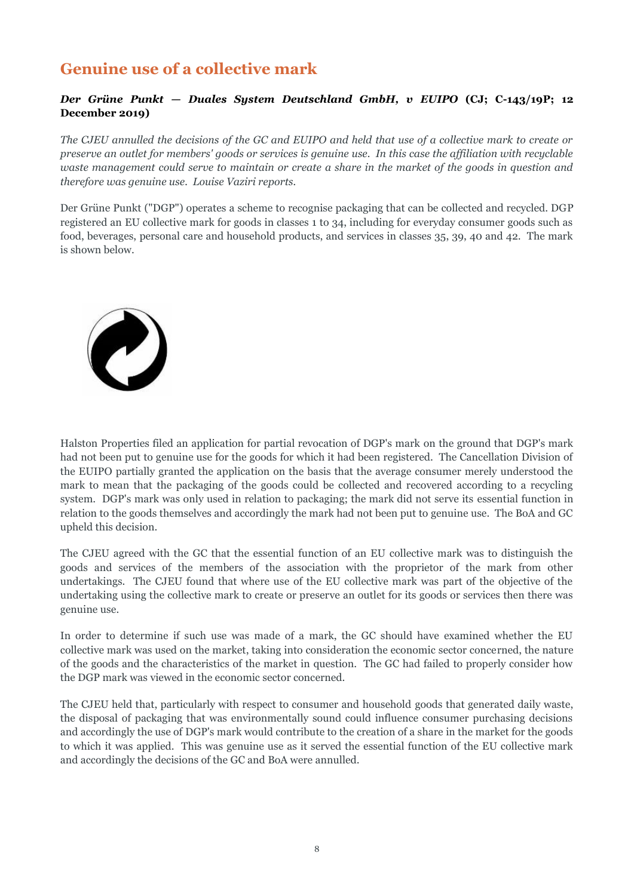## Genuine use of a collective mark

***Der Grüne Punkt — Duales System Deutschland GmbH, v EUIPO* (CJ; C-143/19P; 12 December 2019)**

*The CJEU annulled the decisions of the GC and EUIPO and held that use of a collective mark to create or preserve an outlet for members' goods or services is genuine use. In this case the affiliation with recyclable waste management could serve to maintain or create a share in the market of the goods in question and therefore was genuine use. Louise Vaziri reports.*

Der Grüne Punkt ("DGP") operates a scheme to recognise packaging that can be collected and recycled. DGP registered an EU collective mark for goods in classes 1 to 34, including for everyday consumer goods such as food, beverages, personal care and household products, and services in classes 35, 39, 40 and 42. The mark is shown below.

Halston Properties filed an application for partial revocation of DGP's mark on the ground that DGP's mark had not been put to genuine use for the goods for which it had been registered. The Cancellation Division of the EUIPO partially granted the application on the basis that the average consumer merely understood the mark to mean that the packaging of the goods could be collected and recovered according to a recycling system. DGP's mark was only used in relation to packaging; the mark did not serve its essential function in relation to the goods themselves and accordingly the mark had not been put to genuine use. The BoA and GC upheld this decision.

The CJEU agreed with the GC that the essential function of an EU collective mark was to distinguish the goods and services of the members of the association with the proprietor of the mark from other undertakings. The CJEU found that where use of the EU collective mark was part of the objective of the undertaking using the collective mark to create or preserve an outlet for its goods or services then there was genuine use.

In order to determine if such use was made of a mark, the GC should have examined whether the EU collective mark was used on the market, taking into consideration the economic sector concerned, the nature of the goods and the characteristics of the market in question. The GC had failed to properly consider how the DGP mark was viewed in the economic sector concerned.

The CJEU held that, particularly with respect to consumer and household goods that generated daily waste, the disposal of packaging that was environmentally sound could influence consumer purchasing decisions and accordingly the use of DGP's mark would contribute to the creation of a share in the market for the goods to which it was applied. This was genuine use as it served the essential function of the EU collective mark and accordingly the decisions of the GC and BoA were annulled.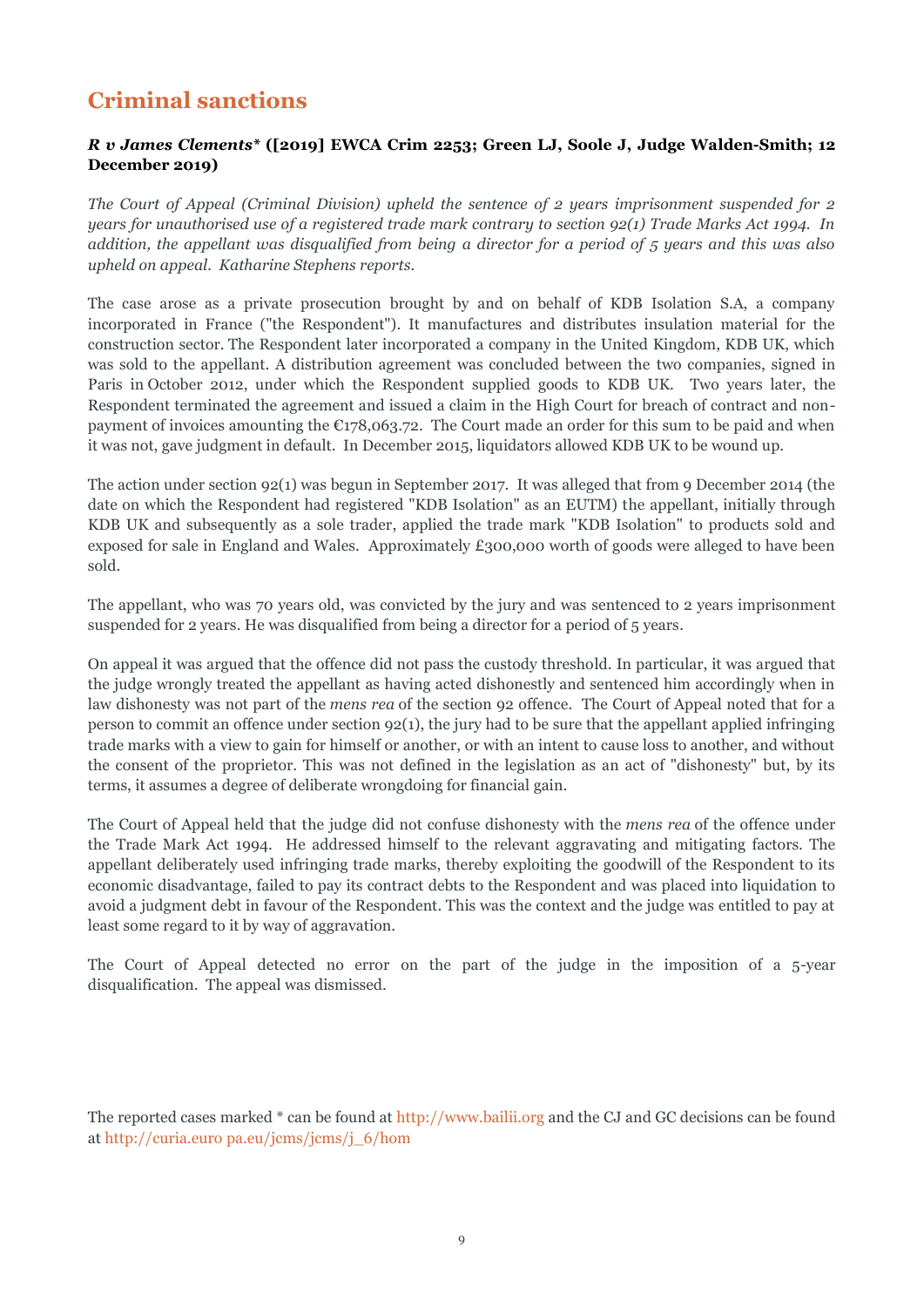## Criminal sanctions

***R v James Clements*** **\* ([2019] EWCA Crim 2253; Green LJ, Soole J, Judge Walden-Smith; 12 December 2019)**

*The Court of Appeal (Criminal Division) upheld the sentence of 2 years imprisonment suspended for 2 years for unauthorised use of a registered trade mark contrary to section 92(1) Trade Marks Act 1994. In addition, the appellant was disqualified from being a director for a period of 5 years and this was also upheld on appeal. Katharine Stephens reports.*

The case arose as a private prosecution brought by and on behalf of KDB Isolation S.A, a company incorporated in France ("the Respondent"). It manufactures and distributes insulation material for the construction sector. The Respondent later incorporated a company in the United Kingdom, KDB UK, which was sold to the appellant. A distribution agreement was concluded between the two companies, signed in Paris in October 2012, under which the Respondent supplied goods to KDB UK. Two years later, the Respondent terminated the agreement and issued a claim in the High Court for breach of contract and non-payment of invoices amounting the €178,063.72. The Court made an order for this sum to be paid and when it was not, gave judgment in default. In December 2015, liquidators allowed KDB UK to be wound up.

The action under section 92(1) was begun in September 2017. It was alleged that from 9 December 2014 (the date on which the Respondent had registered "KDB Isolation" as an EUTM) the appellant, initially through KDB UK and subsequently as a sole trader, applied the trade mark "KDB Isolation" to products sold and exposed for sale in England and Wales. Approximately £300,000 worth of goods were alleged to have been sold.

The appellant, who was 70 years old, was convicted by the jury and was sentenced to 2 years imprisonment suspended for 2 years. He was disqualified from being a director for a period of 5 years.

On appeal it was argued that the offence did not pass the custody threshold. In particular, it was argued that the judge wrongly treated the appellant as having acted dishonestly and sentenced him accordingly when in law dishonesty was not part of the *mens rea* of the section 92 offence. The Court of Appeal noted that for a person to commit an offence under section 92(1), the jury had to be sure that the appellant applied infringing trade marks with a view to gain for himself or another, or with an intent to cause loss to another, and without the consent of the proprietor. This was not defined in the legislation as an act of "dishonesty" but, by its terms, it assumes a degree of deliberate wrongdoing for financial gain.

The Court of Appeal held that the judge did not confuse dishonesty with the *mens rea* of the offence under the Trade Mark Act 1994. He addressed himself to the relevant aggravating and mitigating factors. The appellant deliberately used infringing trade marks, thereby exploiting the goodwill of the Respondent to its economic disadvantage, failed to pay its contract debts to the Respondent and was placed into liquidation to avoid a judgment debt in favour of the Respondent. This was the context and the judge was entitled to pay at least some regard to it by way of aggravation.

The Court of Appeal detected no error on the part of the judge in the imposition of a 5-year disqualification. The appeal was dismissed.

The reported cases marked * can be found at http://www.bailii.org and the CJ and GC decisions can be found at http://curia.euro pa.eu/jcms/jcms/j_6/hom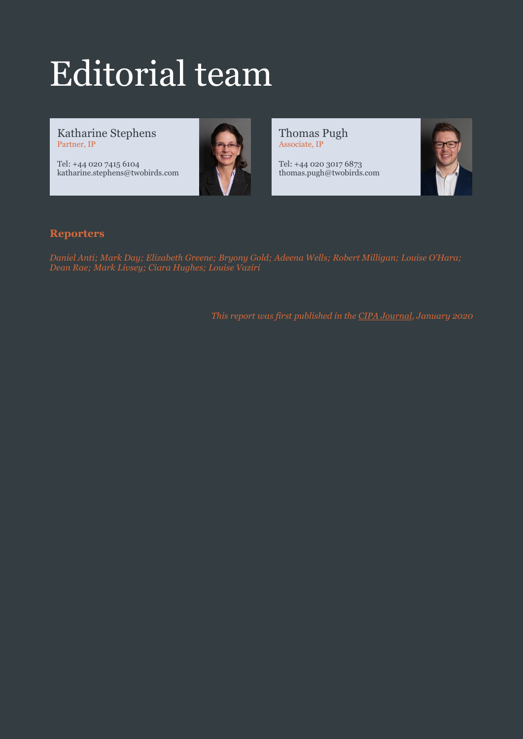# Editorial team

Katharine Stephens
Partner, IP

Tel: +44 020 7415 6104
katharine.stephens@twobirds.com

Thomas Pugh
Associate, IP

Tel: +44 020 3017 6873
thomas.pugh@twobirds.com

**Reporters**

*Daniel Anti; Mark Day; Elizabeth Greene; Bryony Gold; Adeena Wells; Robert Milligan; Louise O'Hara; Dean Rae; Mark Livsey; Ciara Hughes; Louise Vaziri*

*This report was first published in the CIPA Journal, January 2020*